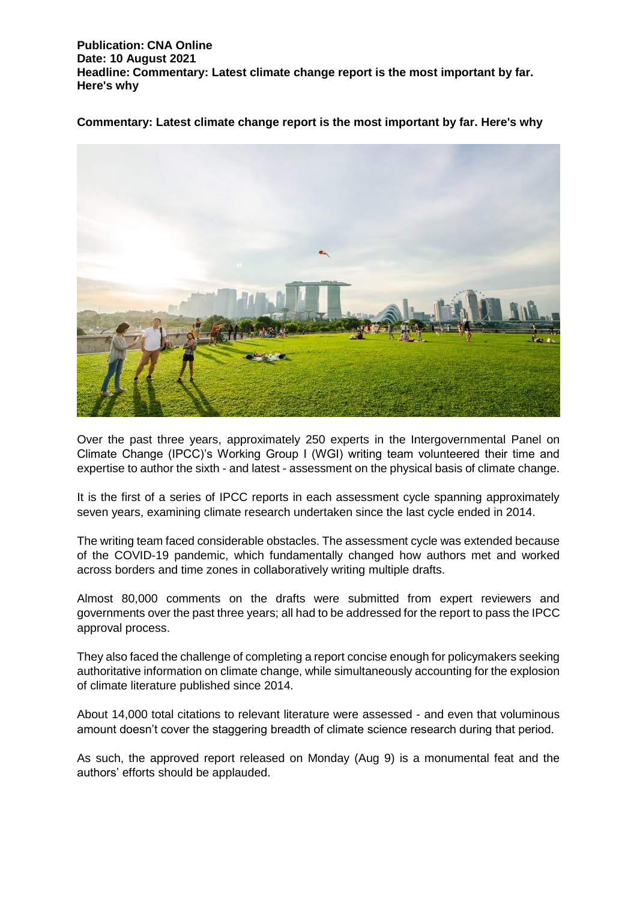**Publication: CNA Online**
**Date: 10 August 2021**
**Headline: Commentary: Latest climate change report is the most important by far. Here's why**

**Commentary: Latest climate change report is the most important by far. Here's why**

Over the past three years, approximately 250 experts in the Intergovernmental Panel on Climate Change (IPCC)'s Working Group I (WGI) writing team volunteered their time and expertise to author the sixth - and latest - assessment on the physical basis of climate change.

It is the first of a series of IPCC reports in each assessment cycle spanning approximately seven years, examining climate research undertaken since the last cycle ended in 2014.

The writing team faced considerable obstacles. The assessment cycle was extended because of the COVID-19 pandemic, which fundamentally changed how authors met and worked across borders and time zones in collaboratively writing multiple drafts.

Almost 80,000 comments on the drafts were submitted from expert reviewers and governments over the past three years; all had to be addressed for the report to pass the IPCC approval process.

They also faced the challenge of completing a report concise enough for policymakers seeking authoritative information on climate change, while simultaneously accounting for the explosion of climate literature published since 2014.

About 14,000 total citations to relevant literature were assessed - and even that voluminous amount doesn't cover the staggering breadth of climate science research during that period.

As such, the approved report released on Monday (Aug 9) is a monumental feat and the authors' efforts should be applauded.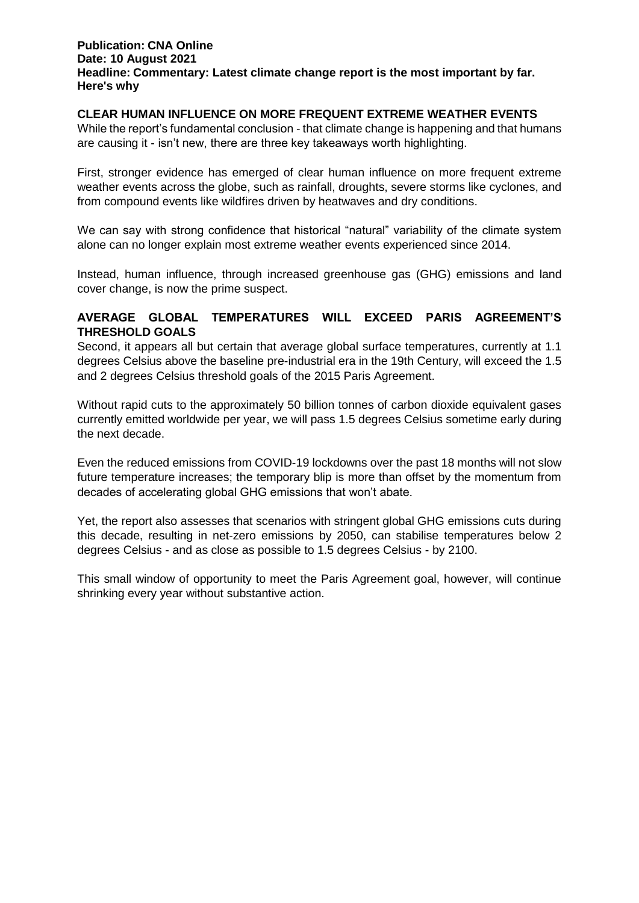**Publication: CNA Online**
**Date: 10 August 2021**
**Headline: Commentary: Latest climate change report is the most important by far. Here's why**

## CLEAR HUMAN INFLUENCE ON MORE FREQUENT EXTREME WEATHER EVENTS

While the report's fundamental conclusion - that climate change is happening and that humans are causing it - isn't new, there are three key takeaways worth highlighting.

First, stronger evidence has emerged of clear human influence on more frequent extreme weather events across the globe, such as rainfall, droughts, severe storms like cyclones, and from compound events like wildfires driven by heatwaves and dry conditions.

We can say with strong confidence that historical "natural" variability of the climate system alone can no longer explain most extreme weather events experienced since 2014.

Instead, human influence, through increased greenhouse gas (GHG) emissions and land cover change, is now the prime suspect.

## AVERAGE GLOBAL TEMPERATURES WILL EXCEED PARIS AGREEMENT'S THRESHOLD GOALS

Second, it appears all but certain that average global surface temperatures, currently at 1.1 degrees Celsius above the baseline pre-industrial era in the 19th Century, will exceed the 1.5 and 2 degrees Celsius threshold goals of the 2015 Paris Agreement.

Without rapid cuts to the approximately 50 billion tonnes of carbon dioxide equivalent gases currently emitted worldwide per year, we will pass 1.5 degrees Celsius sometime early during the next decade.

Even the reduced emissions from COVID-19 lockdowns over the past 18 months will not slow future temperature increases; the temporary blip is more than offset by the momentum from decades of accelerating global GHG emissions that won't abate.

Yet, the report also assesses that scenarios with stringent global GHG emissions cuts during this decade, resulting in net-zero emissions by 2050, can stabilise temperatures below 2 degrees Celsius - and as close as possible to 1.5 degrees Celsius - by 2100.

This small window of opportunity to meet the Paris Agreement goal, however, will continue shrinking every year without substantive action.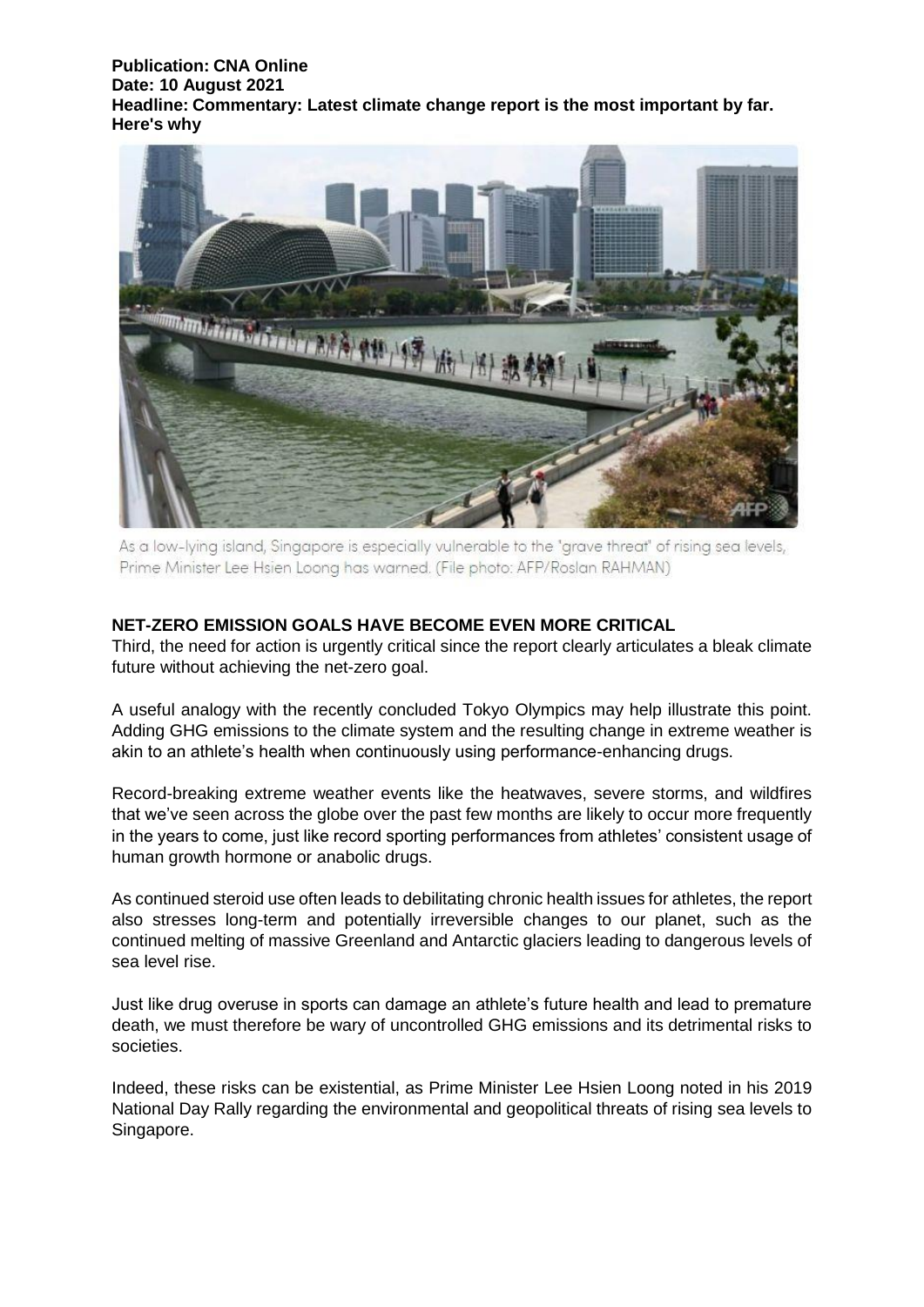**Publication: CNA Online**
**Date: 10 August 2021**
**Headline: Commentary: Latest climate change report is the most important by far. Here's why**

As a low-lying island, Singapore is especially vulnerable to the "grave threat" of rising sea levels, Prime Minister Lee Hsien Loong has warned. (File photo: AFP/Roslan RAHMAN)

## NET-ZERO EMISSION GOALS HAVE BECOME EVEN MORE CRITICAL

Third, the need for action is urgently critical since the report clearly articulates a bleak climate future without achieving the net-zero goal.

A useful analogy with the recently concluded Tokyo Olympics may help illustrate this point. Adding GHG emissions to the climate system and the resulting change in extreme weather is akin to an athlete's health when continuously using performance-enhancing drugs.

Record-breaking extreme weather events like the heatwaves, severe storms, and wildfires that we've seen across the globe over the past few months are likely to occur more frequently in the years to come, just like record sporting performances from athletes' consistent usage of human growth hormone or anabolic drugs.

As continued steroid use often leads to debilitating chronic health issues for athletes, the report also stresses long-term and potentially irreversible changes to our planet, such as the continued melting of massive Greenland and Antarctic glaciers leading to dangerous levels of sea level rise.

Just like drug overuse in sports can damage an athlete's future health and lead to premature death, we must therefore be wary of uncontrolled GHG emissions and its detrimental risks to societies.

Indeed, these risks can be existential, as Prime Minister Lee Hsien Loong noted in his 2019 National Day Rally regarding the environmental and geopolitical threats of rising sea levels to Singapore.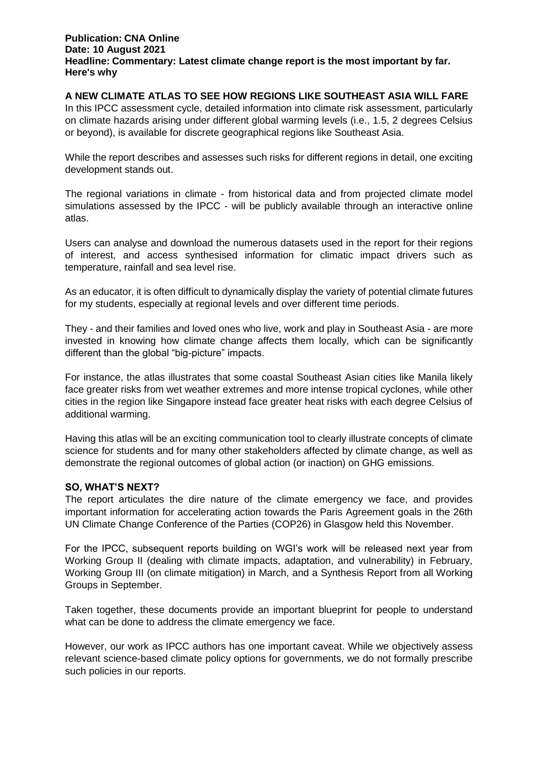**Publication: CNA Online**
**Date: 10 August 2021**
**Headline: Commentary: Latest climate change report is the most important by far. Here's why**

## A NEW CLIMATE ATLAS TO SEE HOW REGIONS LIKE SOUTHEAST ASIA WILL FARE

In this IPCC assessment cycle, detailed information into climate risk assessment, particularly on climate hazards arising under different global warming levels (i.e., 1.5, 2 degrees Celsius or beyond), is available for discrete geographical regions like Southeast Asia.

While the report describes and assesses such risks for different regions in detail, one exciting development stands out.

The regional variations in climate - from historical data and from projected climate model simulations assessed by the IPCC - will be publicly available through an interactive online atlas.

Users can analyse and download the numerous datasets used in the report for their regions of interest, and access synthesised information for climatic impact drivers such as temperature, rainfall and sea level rise.

As an educator, it is often difficult to dynamically display the variety of potential climate futures for my students, especially at regional levels and over different time periods.

They - and their families and loved ones who live, work and play in Southeast Asia - are more invested in knowing how climate change affects them locally, which can be significantly different than the global "big-picture" impacts.

For instance, the atlas illustrates that some coastal Southeast Asian cities like Manila likely face greater risks from wet weather extremes and more intense tropical cyclones, while other cities in the region like Singapore instead face greater heat risks with each degree Celsius of additional warming.

Having this atlas will be an exciting communication tool to clearly illustrate concepts of climate science for students and for many other stakeholders affected by climate change, as well as demonstrate the regional outcomes of global action (or inaction) on GHG emissions.

## SO, WHAT'S NEXT?

The report articulates the dire nature of the climate emergency we face, and provides important information for accelerating action towards the Paris Agreement goals in the 26th UN Climate Change Conference of the Parties (COP26) in Glasgow held this November.

For the IPCC, subsequent reports building on WGI's work will be released next year from Working Group II (dealing with climate impacts, adaptation, and vulnerability) in February, Working Group III (on climate mitigation) in March, and a Synthesis Report from all Working Groups in September.

Taken together, these documents provide an important blueprint for people to understand what can be done to address the climate emergency we face.

However, our work as IPCC authors has one important caveat. While we objectively assess relevant science-based climate policy options for governments, we do not formally prescribe such policies in our reports.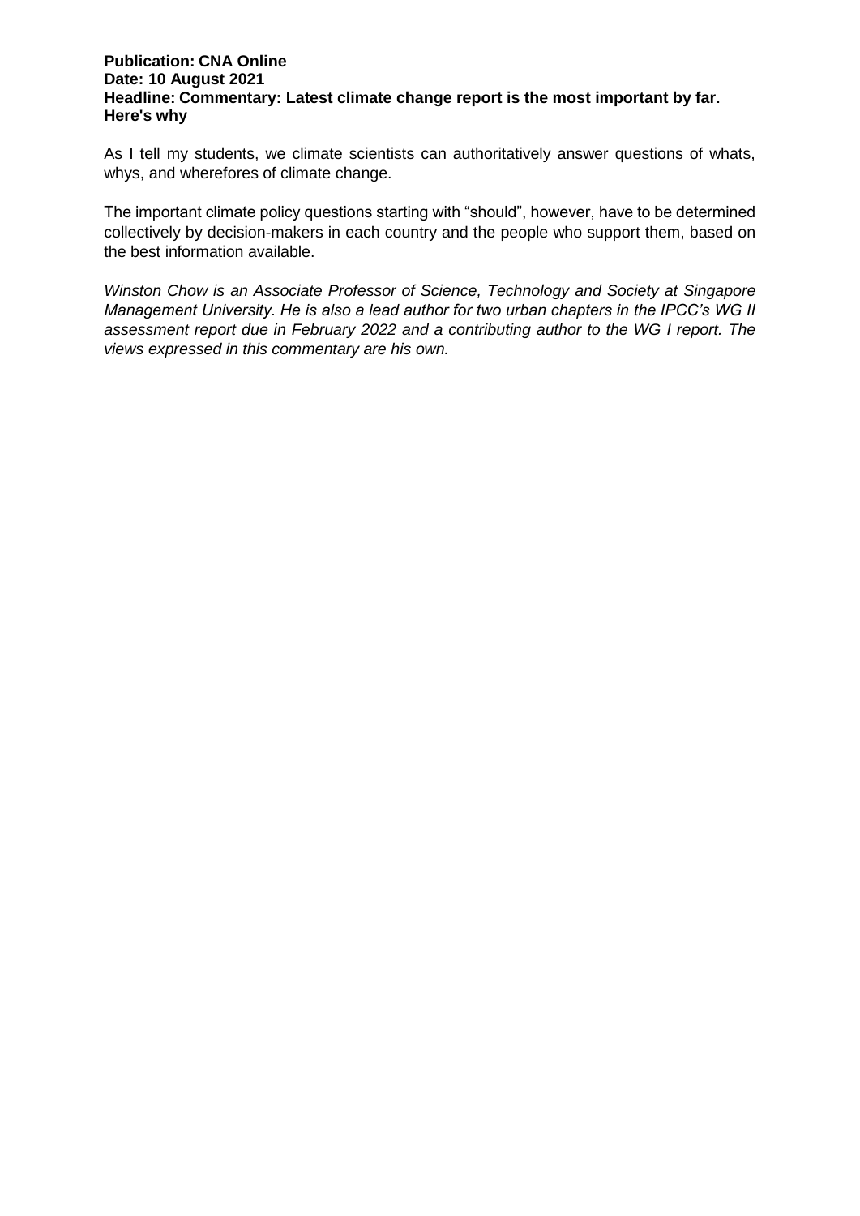**Publication: CNA Online**
**Date: 10 August 2021**
**Headline: Commentary: Latest climate change report is the most important by far. Here's why**

As I tell my students, we climate scientists can authoritatively answer questions of whats, whys, and wherefores of climate change.

The important climate policy questions starting with "should", however, have to be determined collectively by decision-makers in each country and the people who support them, based on the best information available.

*Winston Chow is an Associate Professor of Science, Technology and Society at Singapore Management University. He is also a lead author for two urban chapters in the IPCC's WG II assessment report due in February 2022 and a contributing author to the WG I report. The views expressed in this commentary are his own.*